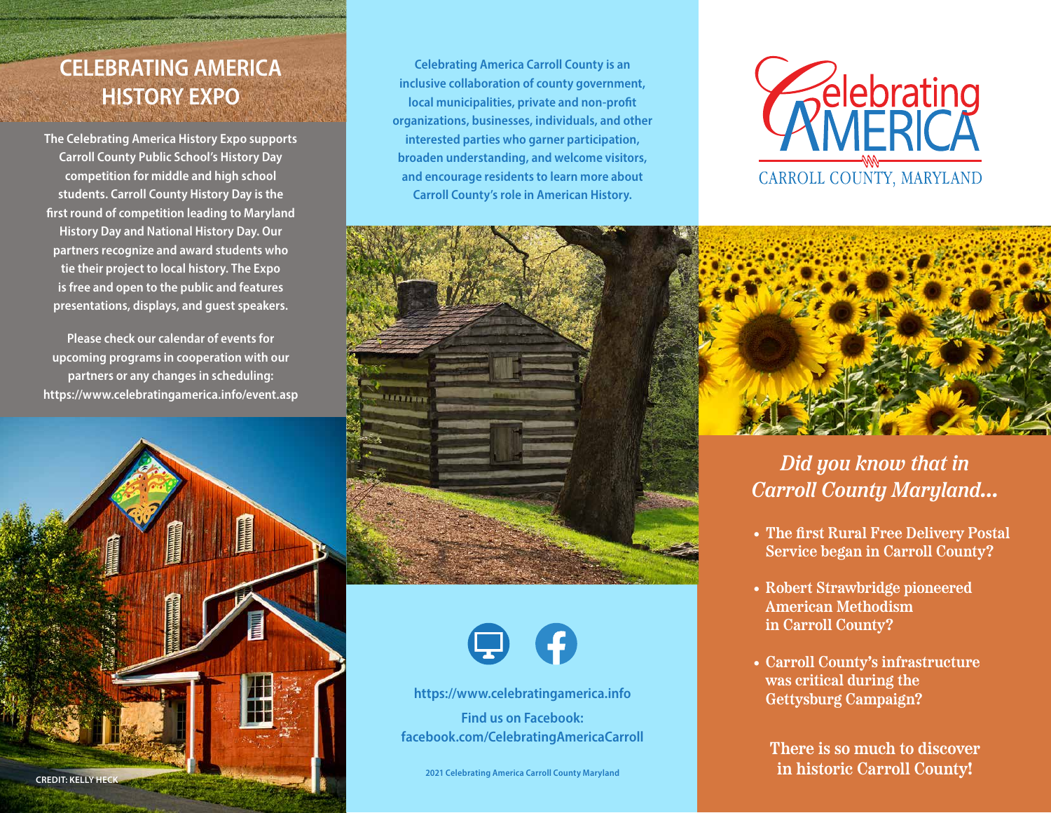# CELEBRATING AMERICA HISTORY EXPO

The Celebrating America History Expo supports Carroll County Public School's History Day competition for middle and high school students. Carroll County History Day is the first round of competition leading to Maryland History Day and National History Day. Our partners recognize and award students who tie their project to local history. The Expo is free and open to the public and features presentations, displays, and guest speakers.

Please check our calendar of events for upcoming programs in cooperation with our partners or any changes in scheduling: https://www.celebratingamerica.info/event.asp

CREDIT: KELLY HECK

Celebrating America Carroll County is an inclusive collaboration of county government, local municipalities, private and non-profit organizations, businesses, individuals, and other interested parties who garner participation, broaden understanding, and welcome visitors, and encourage residents to learn more about Carroll County's role in American History.

https://www.celebratingamerica.info

Find us on Facebook: facebook.com/CelebratingAmericaCarroll

2021 Celebrating America Carroll County Maryland

Celebrating AMERICA
CARROLL COUNTY, MARYLAND

## *Did you know that in Carroll County Maryland...*

- The first Rural Free Delivery Postal Service began in Carroll County?
- Robert Strawbridge pioneered American Methodism in Carroll County?
- Carroll County's infrastructure was critical during the Gettysburg Campaign?

There is so much to discover in historic Carroll County!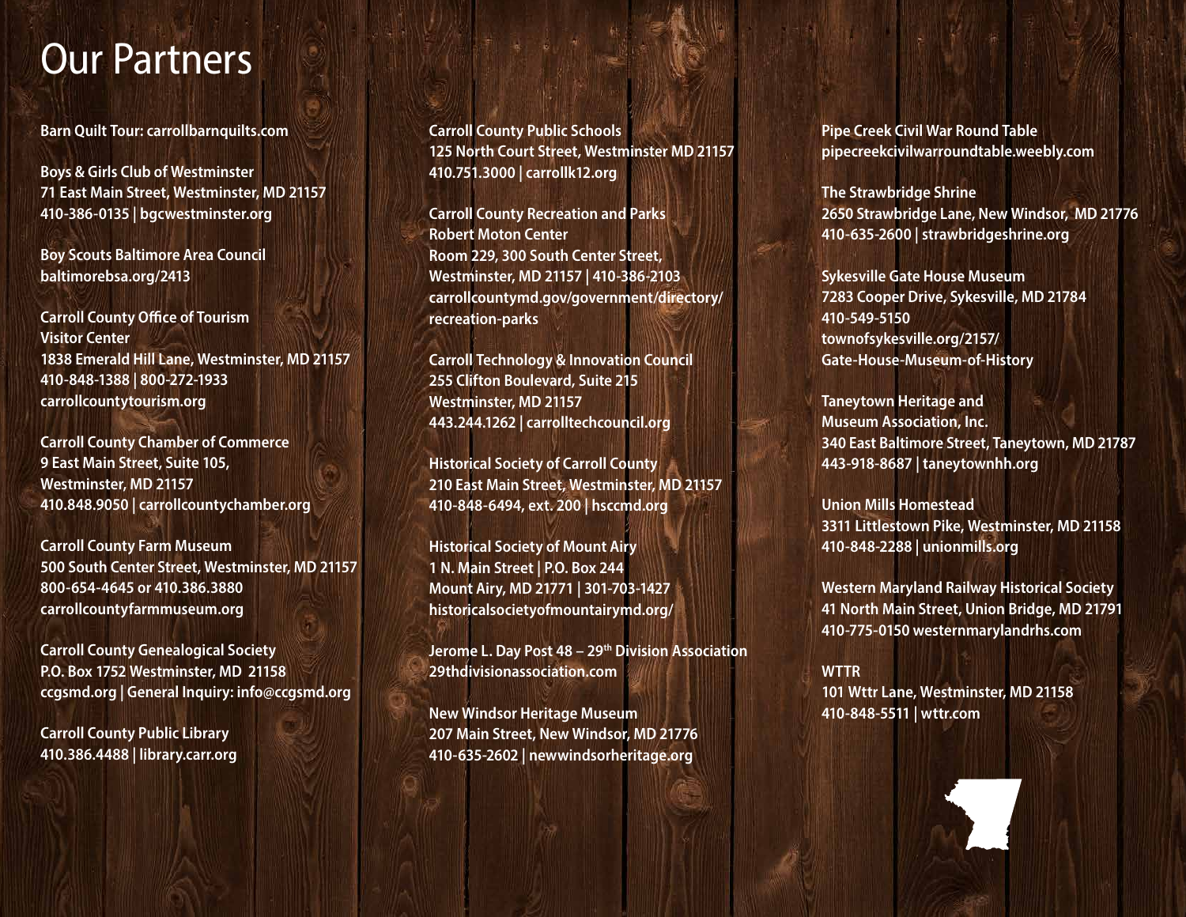# Our Partners

**Barn Quilt Tour: carrollbarnquilts.com**

**Boys & Girls Club of Westminster**
**71 East Main Street, Westminster, MD 21157**
**410-386-0135 | bgcwestminster.org**

**Boy Scouts Baltimore Area Council**
**baltimorebsa.org/2413**

**Carroll County Office of Tourism**
**Visitor Center**
**1838 Emerald Hill Lane, Westminster, MD 21157**
**410-848-1388 | 800-272-1933**
**carrollcountytourism.org**

**Carroll County Chamber of Commerce**
**9 East Main Street, Suite 105,**
**Westminster, MD 21157**
**410.848.9050 | carrollcountychamber.org**

**Carroll County Farm Museum**
**500 South Center Street, Westminster, MD 21157**
**800-654-4645 or 410.386.3880**
**carrollcountyfarmmuseum.org**

**Carroll County Genealogical Society**
**P.O. Box 1752 Westminster, MD 21158**
**ccgsmd.org | General Inquiry: info@ccgsmd.org**

**Carroll County Public Library**
**410.386.4488 | library.carr.org**

**Carroll County Public Schools**
**125 North Court Street, Westminster MD 21157**
**410.751.3000 | carrollk12.org**

**Carroll County Recreation and Parks**
**Robert Moton Center**
**Room 229, 300 South Center Street,**
**Westminster, MD 21157 | 410-386-2103**
**carrollcountymd.gov/government/directory/recreation-parks**

**Carroll Technology & Innovation Council**
**255 Clifton Boulevard, Suite 215**
**Westminster, MD 21157**
**443.244.1262 | carrolltechcouncil.org**

**Historical Society of Carroll County**
**210 East Main Street, Westminster, MD 21157**
**410-848-6494, ext. 200 | hsccmd.org**

**Historical Society of Mount Airy**
**1 N. Main Street | P.O. Box 244**
**Mount Airy, MD 21771 | 301-703-1427**
**historicalsocietyofmountairymd.org/**

**Jerome L. Day Post 48 – 29th Division Association**
**29thdivisionassociation.com**

**New Windsor Heritage Museum**
**207 Main Street, New Windsor, MD 21776**
**410-635-2602 | newwindsorheritage.org**

**Pipe Creek Civil War Round Table**
**pipecreekcivilwarroundtable.weebly.com**

**The Strawbridge Shrine**
**2650 Strawbridge Lane, New Windsor, MD 21776**
**410-635-2600 | strawbridgeshrine.org**

**Sykesville Gate House Museum**
**7283 Cooper Drive, Sykesville, MD 21784**
**410-549-5150**
**townofsykesville.org/2157/Gate-House-Museum-of-History**

**Taneytown Heritage and Museum Association, Inc.**
**340 East Baltimore Street, Taneytown, MD 21787**
**443-918-8687 | taneytownhh.org**

**Union Mills Homestead**
**3311 Littlestown Pike, Westminster, MD 21158**
**410-848-2288 | unionmills.org**

**Western Maryland Railway Historical Society**
**41 North Main Street, Union Bridge, MD 21791**
**410-775-0150 westernmarylandrhs.com**

**WTTR**
**101 Wttr Lane, Westminster, MD 21158**
**410-848-5511 | wttr.com**